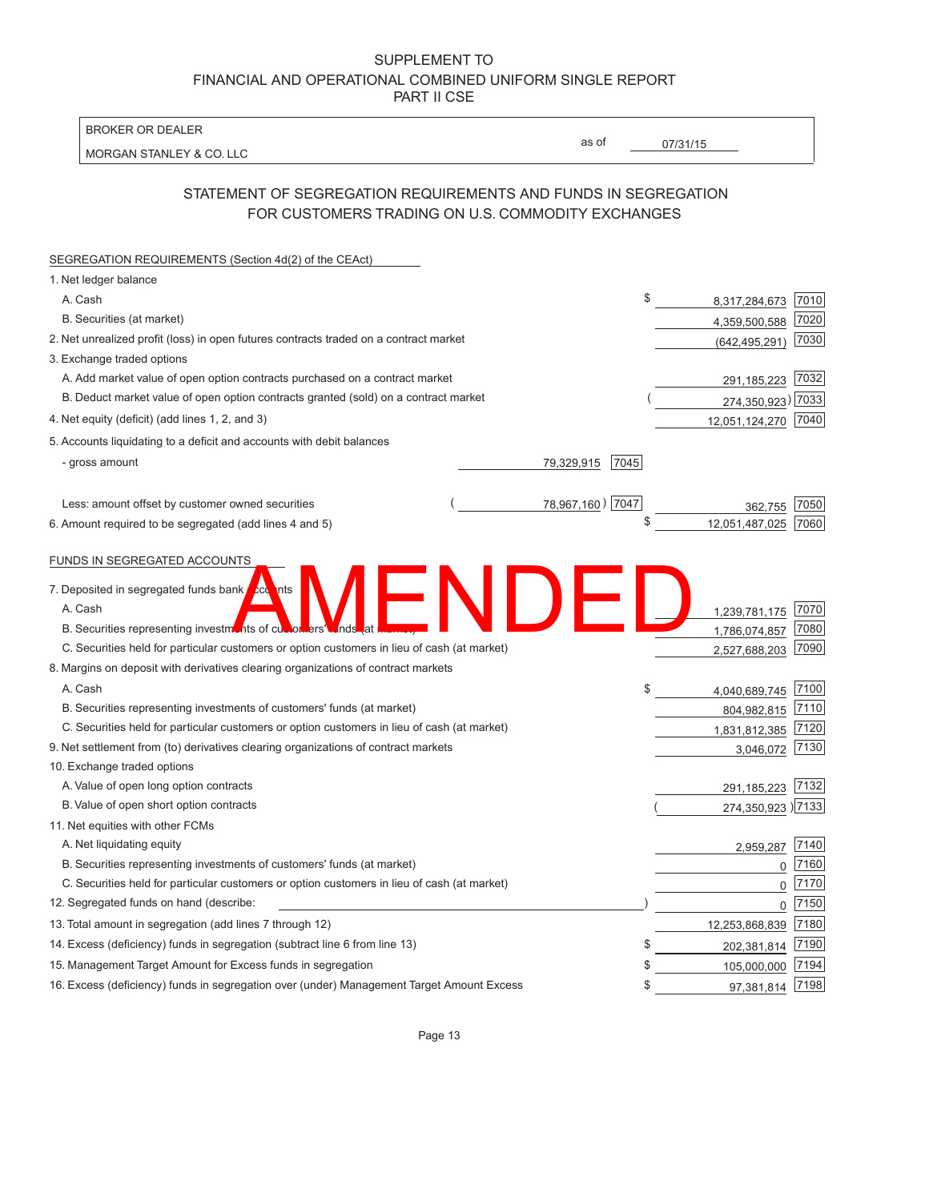SUPPLEMENT TO
FINANCIAL AND OPERATIONAL COMBINED UNIFORM SINGLE REPORT
PART II CSE

| BROKER OR DEALER | | |
|---|---|---|
| MORGAN STANLEY & CO. LLC | as of | 07/31/15 |

## STATEMENT OF SEGREGATION REQUIREMENTS AND FUNDS IN SEGREGATION FOR CUSTOMERS TRADING ON U.S. COMMODITY EXCHANGES

AMENDED

| SEGREGATION REQUIREMENTS (Section 4d(2) of the CEAct) | | | | |
|---|---|---|---|---|
| 1. Net ledger balance | | | | |
| A. Cash | | | $ 8,317,284,673 | 7010 |
| B. Securities (at market) | | | 4,359,500,588 | 7020 |
| 2. Net unrealized profit (loss) in open futures contracts traded on a contract market | | | (642,495,291) | 7030 |
| 3. Exchange traded options | | | | |
| A. Add market value of open option contracts purchased on a contract market | | | 291,185,223 | 7032 |
| B. Deduct market value of open option contracts granted (sold) on a contract market | | | (274,350,923) | 7033 |
| 4. Net equity (deficit) (add lines 1, 2, and 3) | | | 12,051,124,270 | 7040 |
| 5. Accounts liquidating to a deficit and accounts with debit balances | | | | |
| - gross amount | 79,329,915 | 7045 | | |
| Less: amount offset by customer owned securities | (78,967,160) | 7047 | 362,755 | 7050 |
| 6. Amount required to be segregated (add lines 4 and 5) | | | $ 12,051,487,025 | 7060 |

| FUNDS IN SEGREGATED ACCOUNTS | | |
|---|---|---|
| 7. Deposited in segregated funds bank accounts | | |
| A. Cash | 1,239,781,175 | 7070 |
| B. Securities representing investments of customers' funds (at market) | 1,786,074,857 | 7080 |
| C. Securities held for particular customers or option customers in lieu of cash (at market) | 2,527,688,203 | 7090 |
| 8. Margins on deposit with derivatives clearing organizations of contract markets | | |
| A. Cash | $ 4,040,689,745 | 7100 |
| B. Securities representing investments of customers' funds (at market) | 804,982,815 | 7110 |
| C. Securities held for particular customers or option customers in lieu of cash (at market) | 1,831,812,385 | 7120 |
| 9. Net settlement from (to) derivatives clearing organizations of contract markets | 3,046,072 | 7130 |
| 10. Exchange traded options | | |
| A. Value of open long option contracts | 291,185,223 | 7132 |
| B. Value of open short option contracts | (274,350,923) | 7133 |
| 11. Net equities with other FCMs | | |
| A. Net liquidating equity | 2,959,287 | 7140 |
| B. Securities representing investments of customers' funds (at market) | 0 | 7160 |
| C. Securities held for particular customers or option customers in lieu of cash (at market) | 0 | 7170 |
| 12. Segregated funds on hand (describe: ) | 0 | 7150 |
| 13. Total amount in segregation (add lines 7 through 12) | 12,253,868,839 | 7180 |
| 14. Excess (deficiency) funds in segregation (subtract line 6 from line 13) | $ 202,381,814 | 7190 |
| 15. Management Target Amount for Excess funds in segregation | $ 105,000,000 | 7194 |
| 16. Excess (deficiency) funds in segregation over (under) Management Target Amount Excess | $ 97,381,814 | 7198 |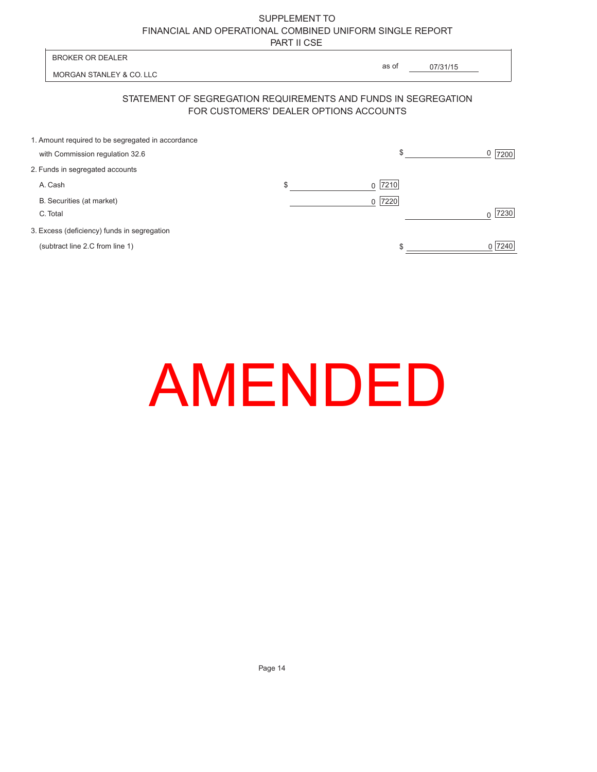# SUPPLEMENT TO
# FINANCIAL AND OPERATIONAL COMBINED UNIFORM SINGLE REPORT
# PART II CSE

| BROKER OR DEALER | |
|---|---|
| MORGAN STANLEY & CO. LLC | as of 07/31/15 |

## STATEMENT OF SEGREGATION REQUIREMENTS AND FUNDS IN SEGREGATION FOR CUSTOMERS' DEALER OPTIONS ACCOUNTS

| | | | | |
|---|---|---|---|---|
| 1. Amount required to be segregated in accordance with Commission regulation 32.6 | | | $ 0 | 7200 |
| 2. Funds in segregated accounts | | | | |
| A. Cash | $ 0 | 7210 | | |
| B. Securities (at market) | 0 | 7220 | | |
| C. Total | | | 0 | 7230 |
| 3. Excess (deficiency) funds in segregation (subtract line 2.C from line 1) | | | $ 0 | 7240 |

AMENDED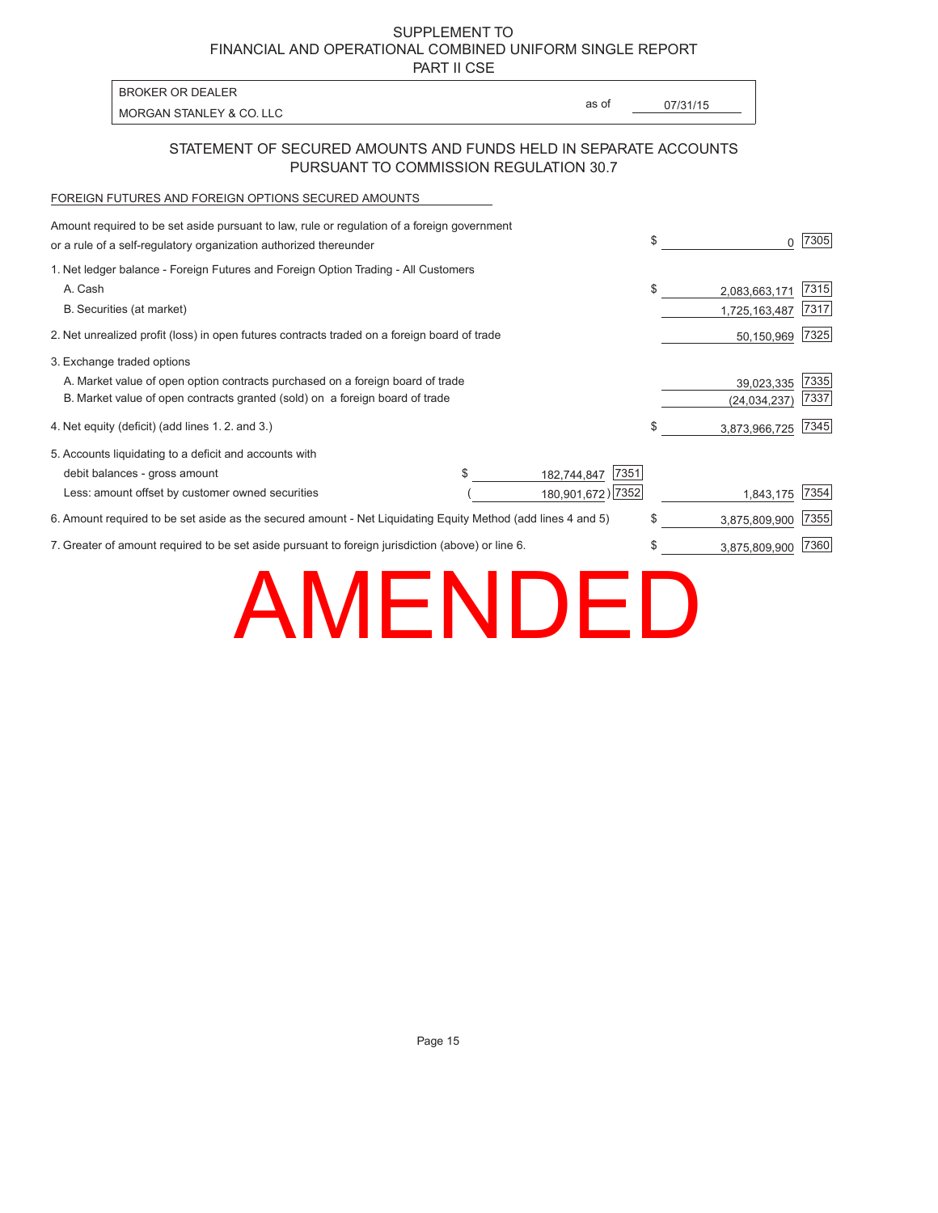SUPPLEMENT TO
FINANCIAL AND OPERATIONAL COMBINED UNIFORM SINGLE REPORT
PART II CSE

| BROKER OR DEALER | as of | 07/31/15 |
|---|---|---|
| MORGAN STANLEY & CO. LLC | | |

## STATEMENT OF SECURED AMOUNTS AND FUNDS HELD IN SEPARATE ACCOUNTS PURSUANT TO COMMISSION REGULATION 30.7

FOREIGN FUTURES AND FOREIGN OPTIONS SECURED AMOUNTS

| | | | | | |
|---|---|---|---|---|---|
| Amount required to be set aside pursuant to law, rule or regulation of a foreign government or a rule of a self-regulatory organization authorized thereunder | | | $ | 0 | 7305 |
| 1. Net ledger balance - Foreign Futures and Foreign Option Trading - All Customers | | | | | |
| A. Cash | | | $ | 2,083,663,171 | 7315 |
| B. Securities (at market) | | | | 1,725,163,487 | 7317 |
| 2. Net unrealized profit (loss) in open futures contracts traded on a foreign board of trade | | | | 50,150,969 | 7325 |
| 3. Exchange traded options | | | | | |
| A. Market value of open option contracts purchased on a foreign board of trade | | | | 39,023,335 | 7335 |
| B. Market value of open contracts granted (sold) on a foreign board of trade | | | | (24,034,237) | 7337 |
| 4. Net equity (deficit) (add lines 1. 2. and 3.) | | | $ | 3,873,966,725 | 7345 |
| 5. Accounts liquidating to a deficit and accounts with debit balances - gross amount | $ 182,744,847 | 7351 | | | |
| Less: amount offset by customer owned securities | (180,901,672) | 7352 | | 1,843,175 | 7354 |
| 6. Amount required to be set aside as the secured amount - Net Liquidating Equity Method (add lines 4 and 5) | | | $ | 3,875,809,900 | 7355 |
| 7. Greater of amount required to be set aside pursuant to foreign jurisdiction (above) or line 6. | | | $ | 3,875,809,900 | 7360 |

AMENDED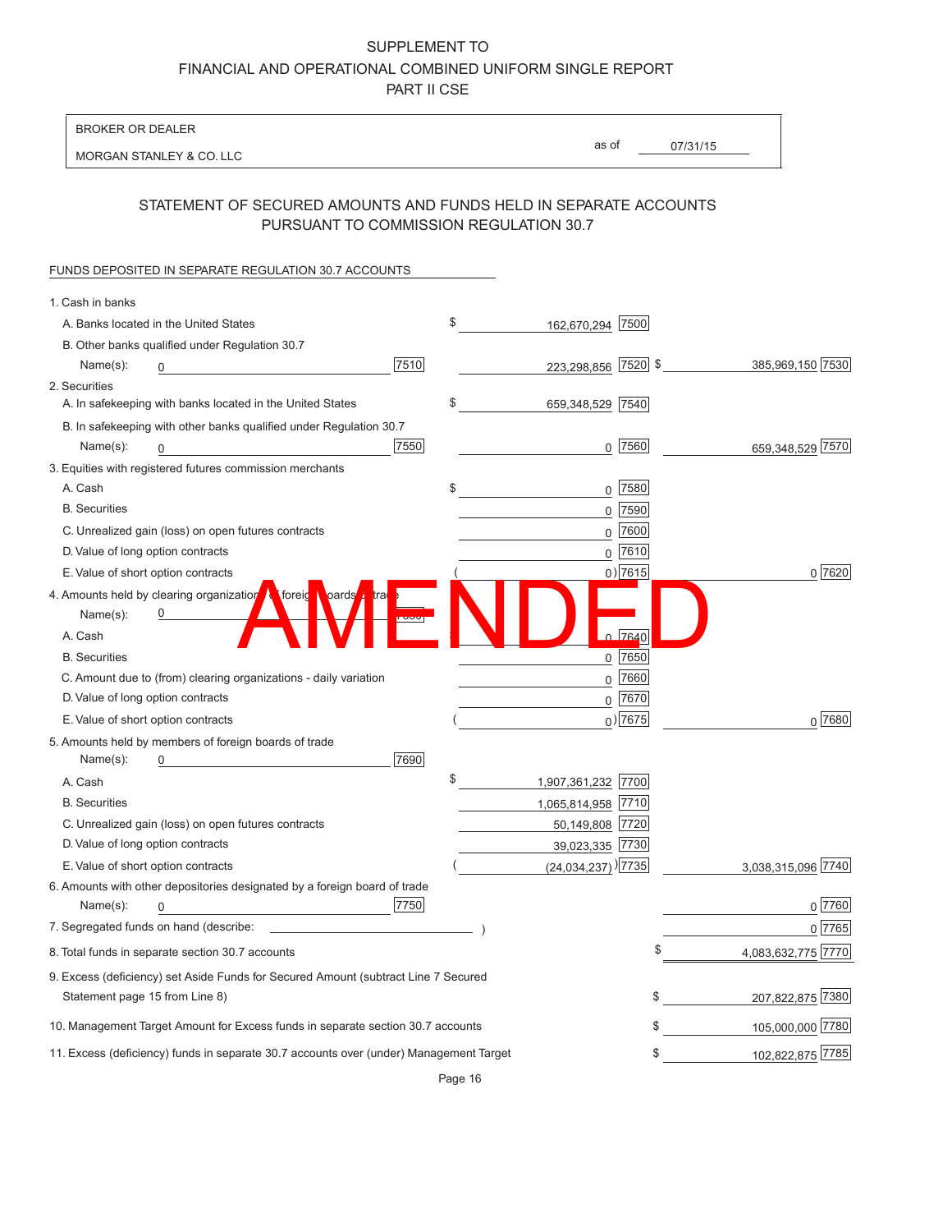SUPPLEMENT TO
FINANCIAL AND OPERATIONAL COMBINED UNIFORM SINGLE REPORT
PART II CSE

| BROKER OR DEALER | | |
|---|---|---|
| MORGAN STANLEY & CO. LLC | as of | 07/31/15 |

## STATEMENT OF SECURED AMOUNTS AND FUNDS HELD IN SEPARATE ACCOUNTS PURSUANT TO COMMISSION REGULATION 30.7

AMENDED

FUNDS DEPOSITED IN SEPARATE REGULATION 30.7 ACCOUNTS

| | | | | |
|---|---|---|---|---|
| 1. Cash in banks | | | | |
| A. Banks located in the United States | | $ 162,670,294 | 7500 | | |
| B. Other banks qualified under Regulation 30.7 | | | | |
| Name(s): 0 | 7510 | 223,298,856 | 7520 | $ 385,969,150 | 7530 |
| 2. Securities | | | | |
| A. In safekeeping with banks located in the United States | | $ 659,348,529 | 7540 | | |
| B. In safekeeping with other banks qualified under Regulation 30.7 | | | | |
| Name(s): 0 | 7550 | 0 | 7560 | 659,348,529 | 7570 |
| 3. Equities with registered futures commission merchants | | | | |
| A. Cash | | $ 0 | 7580 | | |
| B. Securities | | 0 | 7590 | | |
| C. Unrealized gain (loss) on open futures contracts | | 0 | 7600 | | |
| D. Value of long option contracts | | 0 | 7610 | | |
| E. Value of short option contracts | | ( 0 ) | 7615 | 0 | 7620 |
| 4. Amounts held by clearing organizations of foreign boards of trade | | | | |
| Name(s): 0 | 7630 | | | |
| A. Cash | | 0 | 7640 | | |
| B. Securities | | 0 | 7650 | | |
| C. Amount due to (from) clearing organizations - daily variation | | 0 | 7660 | | |
| D. Value of long option contracts | | 0 | 7670 | | |
| E. Value of short option contracts | | ( 0 ) | 7675 | 0 | 7680 |
| 5. Amounts held by members of foreign boards of trade | | | | |
| Name(s): 0 | 7690 | | | |
| A. Cash | | $ 1,907,361,232 | 7700 | | |
| B. Securities | | 1,065,814,958 | 7710 | | |
| C. Unrealized gain (loss) on open futures contracts | | 50,149,808 | 7720 | | |
| D. Value of long option contracts | | 39,023,335 | 7730 | | |
| E. Value of short option contracts | | ( (24,034,237) ) | 7735 | 3,038,315,096 | 7740 |
| 6. Amounts with other depositories designated by a foreign board of trade | | | | |
| Name(s): 0 | 7750 | | | 0 | 7760 |
| 7. Segregated funds on hand (describe: ) | | | | 0 | 7765 |
| 8. Total funds in separate section 30.7 accounts | | | | $ 4,083,632,775 | 7770 |
| 9. Excess (deficiency) set Aside Funds for Secured Amount (subtract Line 7 Secured Statement page 15 from Line 8) | | | | $ 207,822,875 | 7380 |
| 10. Management Target Amount for Excess funds in separate section 30.7 accounts | | | | $ 105,000,000 | 7780 |
| 11. Excess (deficiency) funds in separate 30.7 accounts over (under) Management Target | | | | $ 102,822,875 | 7785 |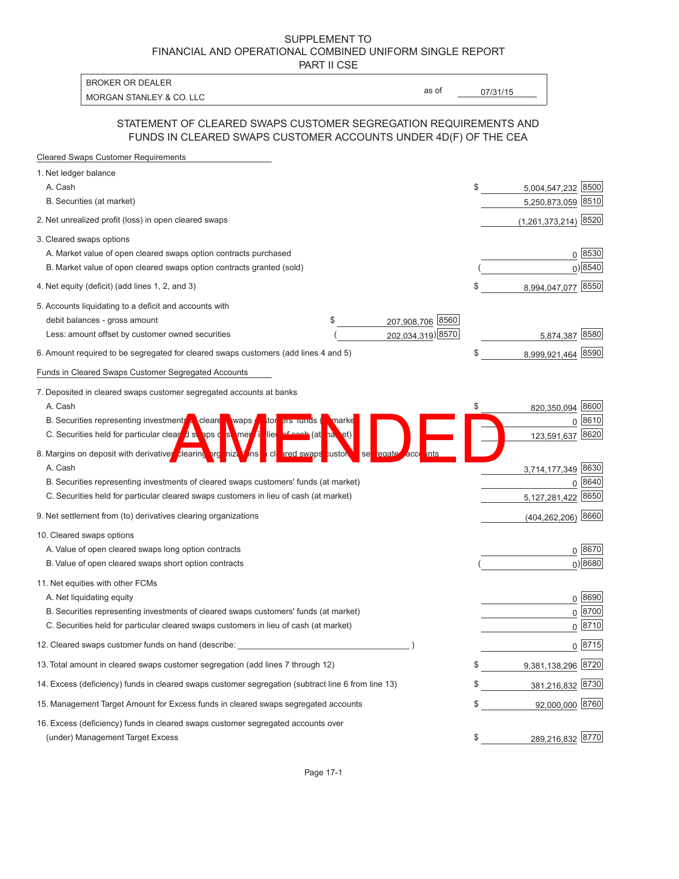SUPPLEMENT TO
FINANCIAL AND OPERATIONAL COMBINED UNIFORM SINGLE REPORT
PART II CSE

| | |
|---|---|
| BROKER OR DEALER | |
| MORGAN STANLEY & CO. LLC | as of 07/31/15 |

## STATEMENT OF CLEARED SWAPS CUSTOMER SEGREGATION REQUIREMENTS AND FUNDS IN CLEARED SWAPS CUSTOMER ACCOUNTS UNDER 4D(F) OF THE CEA

AMENDED

| | | | | |
|---|---|---|---|---|
| **Cleared Swaps Customer Requirements** | | | | |
| 1. Net ledger balance | | | | |
| A. Cash | | | $ 5,004,547,232 | 8500 |
| B. Securities (at market) | | | 5,250,873,059 | 8510 |
| 2. Net unrealized profit (loss) in open cleared swaps | | | (1,261,373,214) | 8520 |
| 3. Cleared swaps options | | | | |
| A. Market value of open cleared swaps option contracts purchased | | | 0 | 8530 |
| B. Market value of open cleared swaps option contracts granted (sold) | | | (0) | 8540 |
| 4. Net equity (deficit) (add lines 1, 2, and 3) | | | $ 8,994,047,077 | 8550 |
| 5. Accounts liquidating to a deficit and accounts with debit balances - gross amount | $ 207,908,706 | 8560 | | |
| Less: amount offset by customer owned securities | (202,034,319) | 8570 | 5,874,387 | 8580 |
| 6. Amount required to be segregated for cleared swaps customers (add lines 4 and 5) | | | $ 8,999,921,464 | 8590 |
| **Funds in Cleared Swaps Customer Segregated Accounts** | | | | |
| 7. Deposited in cleared swaps customer segregated accounts at banks | | | | |
| A. Cash | | | $ 820,350,094 | 8600 |
| B. Securities representing investments of cleared swaps customers' funds (at market) | | | 0 | 8610 |
| C. Securities held for particular cleared swaps customers in lieu of cash (at market) | | | 123,591,637 | 8620 |
| 8. Margins on deposit with derivatives clearing organizations in cleared swaps customer segregated accounts | | | | |
| A. Cash | | | 3,714,177,349 | 8630 |
| B. Securities representing investments of cleared swaps customers' funds (at market) | | | 0 | 8640 |
| C. Securities held for particular cleared swaps customers in lieu of cash (at market) | | | 5,127,281,422 | 8650 |
| 9. Net settlement from (to) derivatives clearing organizations | | | (404,262,206) | 8660 |
| 10. Cleared swaps options | | | | |
| A. Value of open cleared swaps long option contracts | | | 0 | 8670 |
| B. Value of open cleared swaps short option contracts | | | (0) | 8680 |
| 11. Net equities with other FCMs | | | | |
| A. Net liquidating equity | | | 0 | 8690 |
| B. Securities representing investments of cleared swaps customers' funds (at market) | | | 0 | 8700 |
| C. Securities held for particular cleared swaps customers in lieu of cash (at market) | | | 0 | 8710 |
| 12. Cleared swaps customer funds on hand (describe: ______ ) | | | 0 | 8715 |
| 13. Total amount in cleared swaps customer segregation (add lines 7 through 12) | | | $ 9,381,138,296 | 8720 |
| 14. Excess (deficiency) funds in cleared swaps customer segregation (subtract line 6 from line 13) | | | $ 381,216,832 | 8730 |
| 15. Management Target Amount for Excess funds in cleared swaps segregated accounts | | | $ 92,000,000 | 8760 |
| 16. Excess (deficiency) funds in cleared swaps customer segregated accounts over (under) Management Target Excess | | | $ 289,216,832 | 8770 |